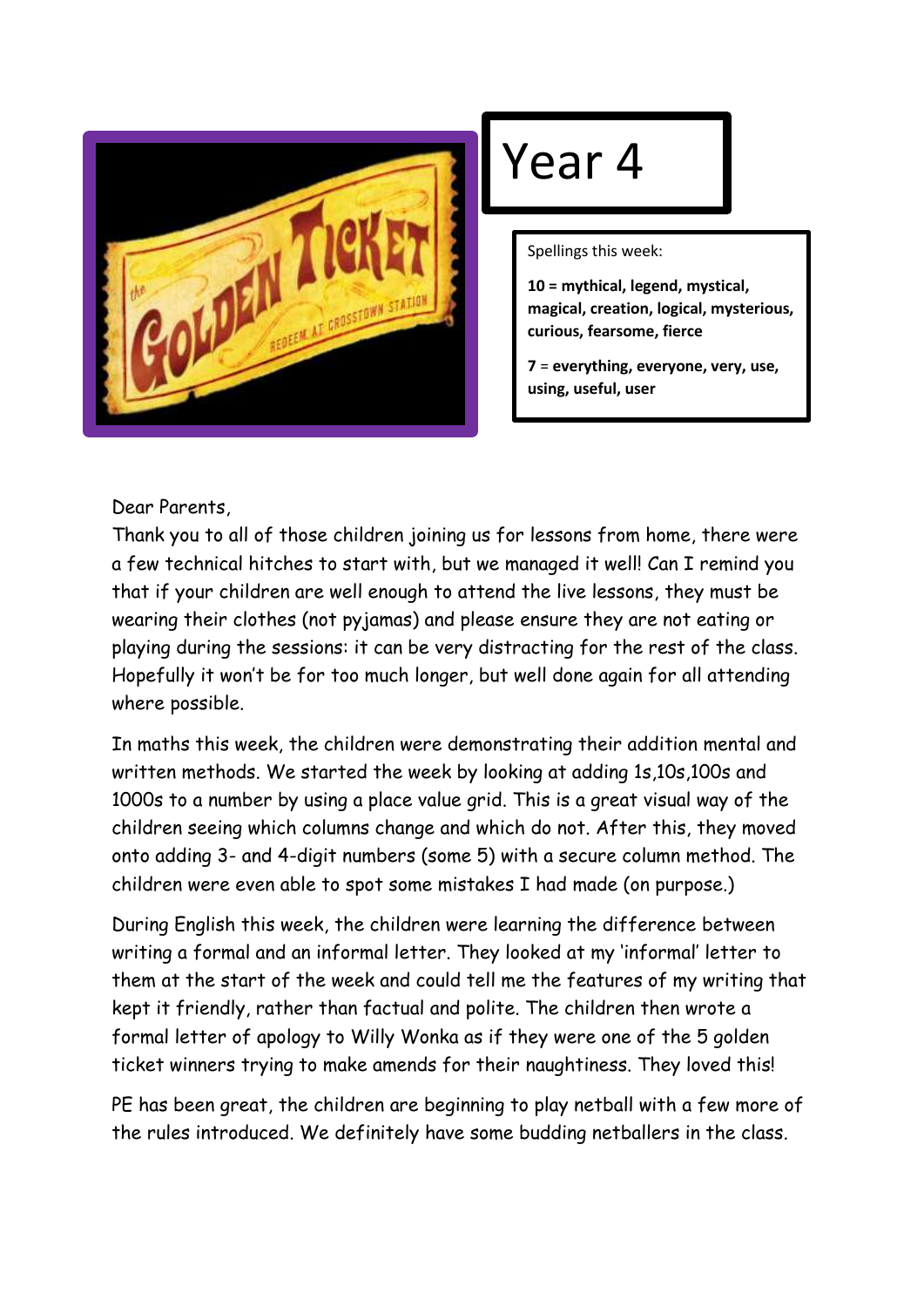# Year 4

Spellings this week:

**10 = mythical, legend, mystical, magical, creation, logical, mysterious, curious, fearsome, fierce**

**7 = everything, everyone, very, use, using, useful, user**

Dear Parents,

Thank you to all of those children joining us for lessons from home, there were a few technical hitches to start with, but we managed it well! Can I remind you that if your children are well enough to attend the live lessons, they must be wearing their clothes (not pyjamas) and please ensure they are not eating or playing during the sessions: it can be very distracting for the rest of the class. Hopefully it won't be for too much longer, but well done again for all attending where possible.

In maths this week, the children were demonstrating their addition mental and written methods. We started the week by looking at adding 1s,10s,100s and 1000s to a number by using a place value grid. This is a great visual way of the children seeing which columns change and which do not. After this, they moved onto adding 3- and 4-digit numbers (some 5) with a secure column method. The children were even able to spot some mistakes I had made (on purpose.)

During English this week, the children were learning the difference between writing a formal and an informal letter. They looked at my 'informal' letter to them at the start of the week and could tell me the features of my writing that kept it friendly, rather than factual and polite. The children then wrote a formal letter of apology to Willy Wonka as if they were one of the 5 golden ticket winners trying to make amends for their naughtiness. They loved this!

PE has been great, the children are beginning to play netball with a few more of the rules introduced. We definitely have some budding netballers in the class.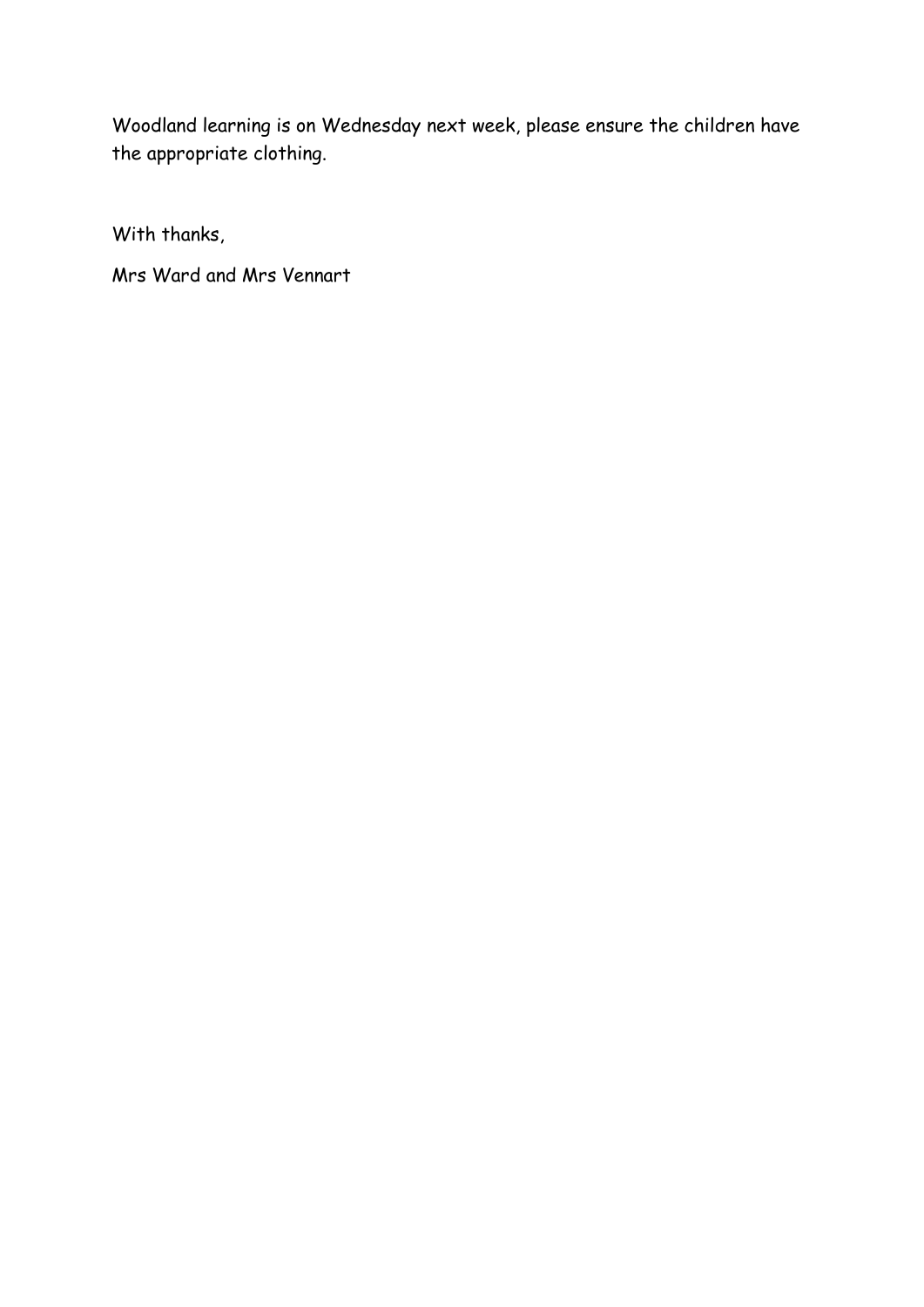Woodland learning is on Wednesday next week, please ensure the children have the appropriate clothing.

With thanks,

Mrs Ward and Mrs Vennart